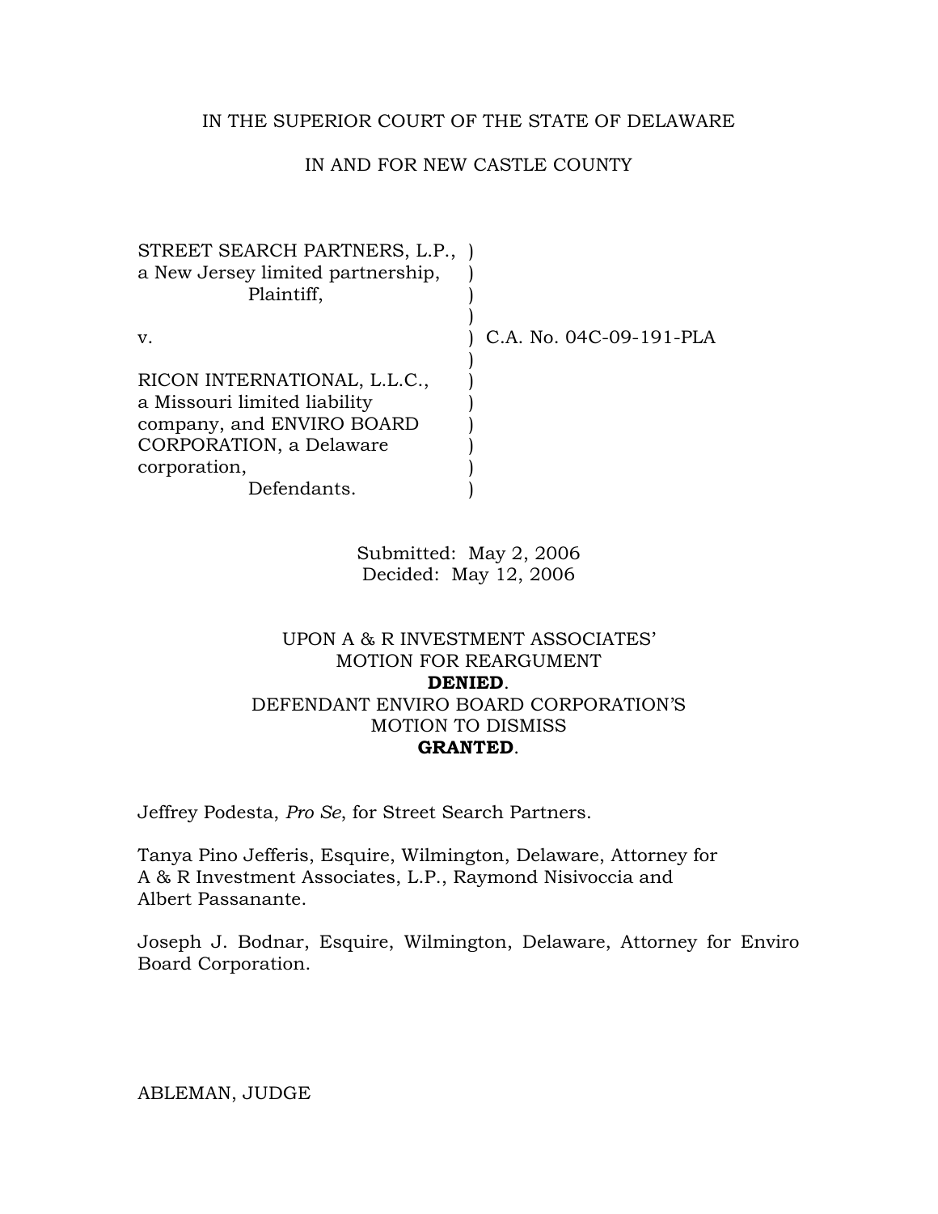IN THE SUPERIOR COURT OF THE STATE OF DELAWARE

IN AND FOR NEW CASTLE COUNTY

STREET SEARCH PARTNERS, L.P., a New Jersey limited partnership,
Plaintiff,

v.

RICON INTERNATIONAL, L.L.C., a Missouri limited liability company, and ENVIRO BOARD CORPORATION, a Delaware corporation,
Defendants.

C.A. No. 04C-09-191-PLA

Submitted: May 2, 2006
Decided: May 12, 2006

UPON A & R INVESTMENT ASSOCIATES' MOTION FOR REARGUMENT
**DENIED**.
DEFENDANT ENVIRO BOARD CORPORATION'S MOTION TO DISMISS
**GRANTED**.

Jeffrey Podesta, *Pro Se*, for Street Search Partners.

Tanya Pino Jefferis, Esquire, Wilmington, Delaware, Attorney for A & R Investment Associates, L.P., Raymond Nisivoccia and Albert Passanante.

Joseph J. Bodnar, Esquire, Wilmington, Delaware, Attorney for Enviro Board Corporation.

ABLEMAN, JUDGE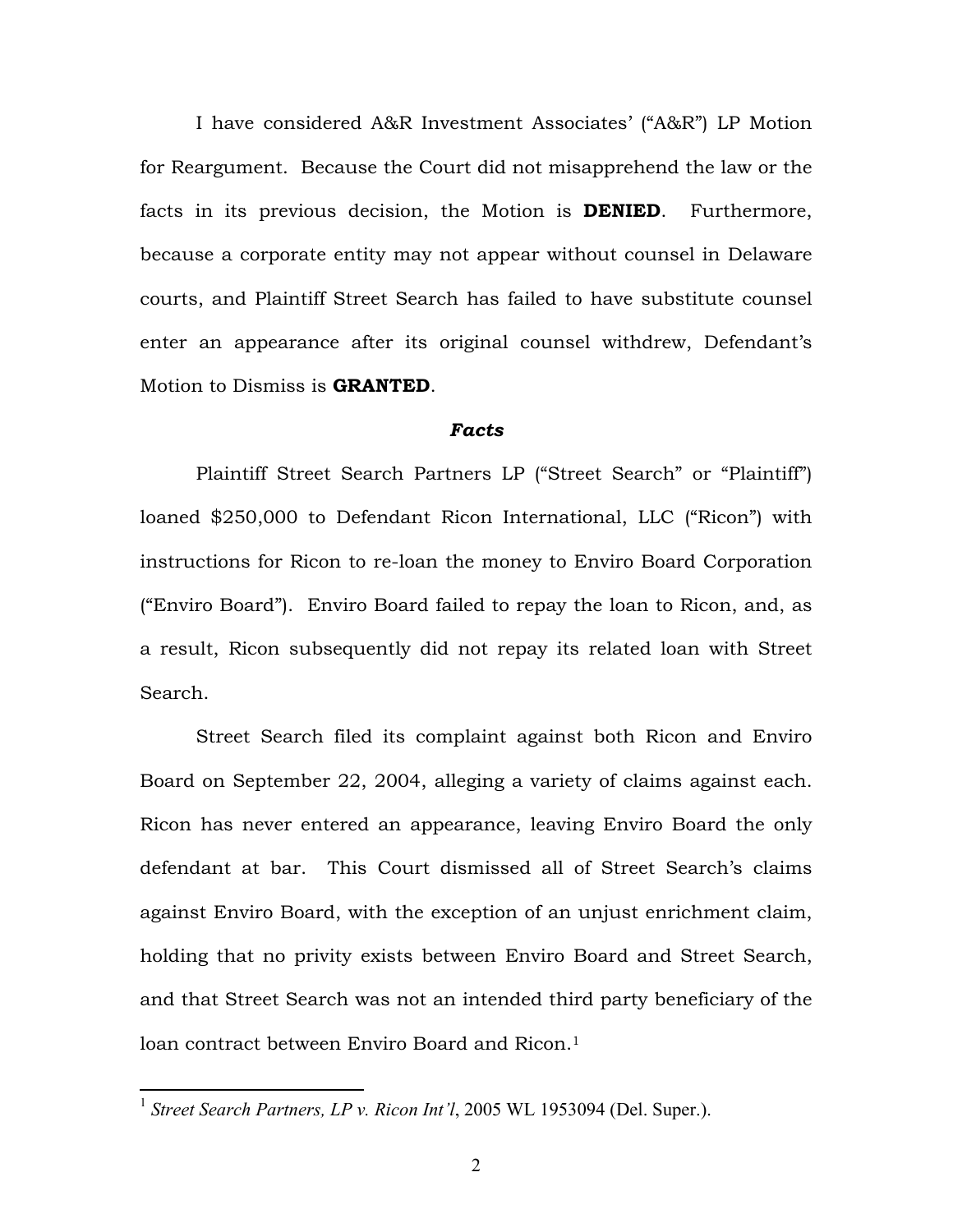I have considered A&R Investment Associates' ("A&R") LP Motion for Reargument. Because the Court did not misapprehend the law or the facts in its previous decision, the Motion is **DENIED**. Furthermore, because a corporate entity may not appear without counsel in Delaware courts, and Plaintiff Street Search has failed to have substitute counsel enter an appearance after its original counsel withdrew, Defendant's Motion to Dismiss is **GRANTED**.

### ***Facts***

Plaintiff Street Search Partners LP ("Street Search" or "Plaintiff") loaned $250,000 to Defendant Ricon International, LLC ("Ricon") with instructions for Ricon to re-loan the money to Enviro Board Corporation ("Enviro Board"). Enviro Board failed to repay the loan to Ricon, and, as a result, Ricon subsequently did not repay its related loan with Street Search.

Street Search filed its complaint against both Ricon and Enviro Board on September 22, 2004, alleging a variety of claims against each. Ricon has never entered an appearance, leaving Enviro Board the only defendant at bar. This Court dismissed all of Street Search's claims against Enviro Board, with the exception of an unjust enrichment claim, holding that no privity exists between Enviro Board and Street Search, and that Street Search was not an intended third party beneficiary of the loan contract between Enviro Board and Ricon.[1]

---

[1] *Street Search Partners, LP v. Ricon Int'l*, 2005 WL 1953094 (Del. Super.).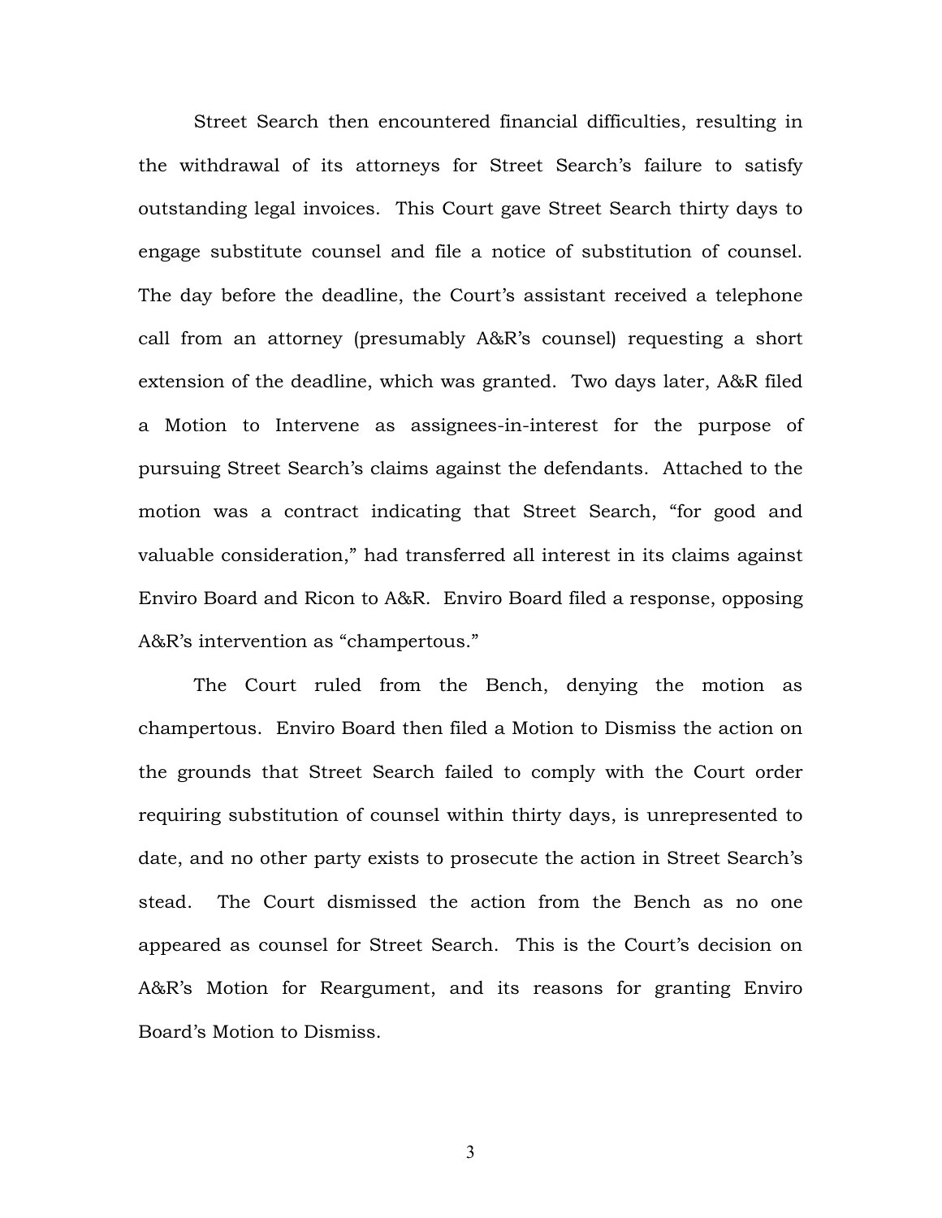Street Search then encountered financial difficulties, resulting in the withdrawal of its attorneys for Street Search's failure to satisfy outstanding legal invoices. This Court gave Street Search thirty days to engage substitute counsel and file a notice of substitution of counsel. The day before the deadline, the Court's assistant received a telephone call from an attorney (presumably A&R's counsel) requesting a short extension of the deadline, which was granted. Two days later, A&R filed a Motion to Intervene as assignees-in-interest for the purpose of pursuing Street Search's claims against the defendants. Attached to the motion was a contract indicating that Street Search, "for good and valuable consideration," had transferred all interest in its claims against Enviro Board and Ricon to A&R. Enviro Board filed a response, opposing A&R's intervention as "champertous."

The Court ruled from the Bench, denying the motion as champertous. Enviro Board then filed a Motion to Dismiss the action on the grounds that Street Search failed to comply with the Court order requiring substitution of counsel within thirty days, is unrepresented to date, and no other party exists to prosecute the action in Street Search's stead. The Court dismissed the action from the Bench as no one appeared as counsel for Street Search. This is the Court's decision on A&R's Motion for Reargument, and its reasons for granting Enviro Board's Motion to Dismiss.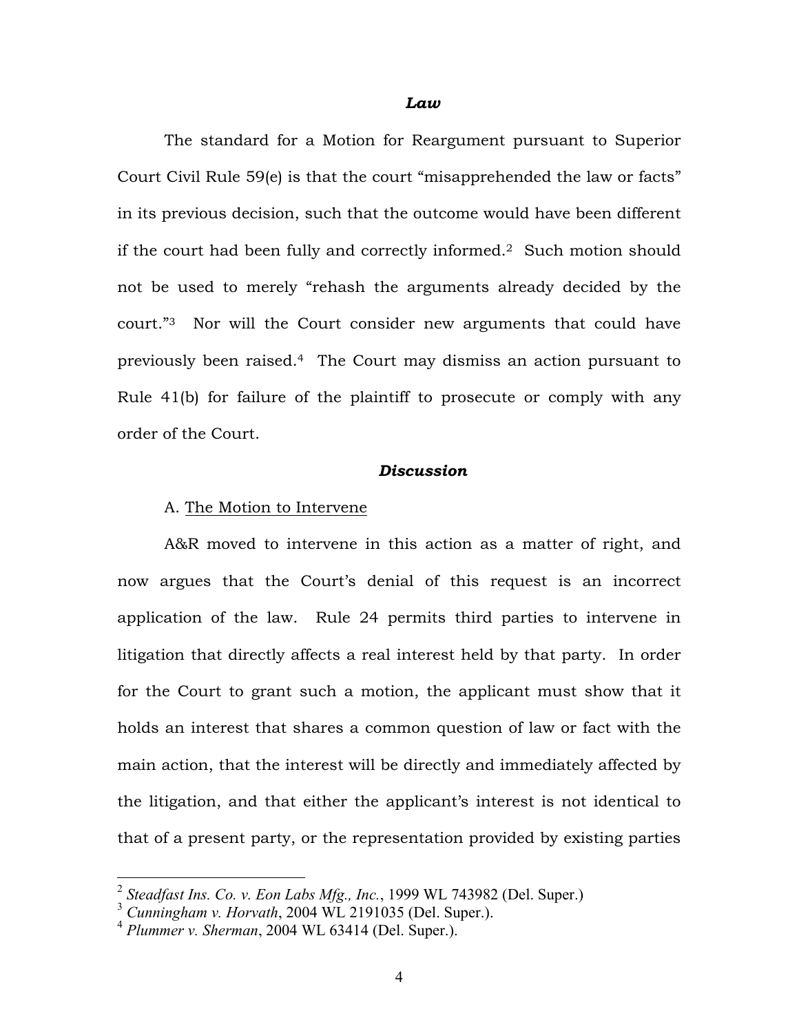### *Law*

The standard for a Motion for Reargument pursuant to Superior Court Civil Rule 59(e) is that the court "misapprehended the law or facts" in its previous decision, such that the outcome would have been different if the court had been fully and correctly informed.[2] Such motion should not be used to merely "rehash the arguments already decided by the court."[3] Nor will the Court consider new arguments that could have previously been raised.[4] The Court may dismiss an action pursuant to Rule 41(b) for failure of the plaintiff to prosecute or comply with any order of the Court.

### *Discussion*

A. The Motion to Intervene

A&R moved to intervene in this action as a matter of right, and now argues that the Court's denial of this request is an incorrect application of the law. Rule 24 permits third parties to intervene in litigation that directly affects a real interest held by that party. In order for the Court to grant such a motion, the applicant must show that it holds an interest that shares a common question of law or fact with the main action, that the interest will be directly and immediately affected by the litigation, and that either the applicant's interest is not identical to that of a present party, or the representation provided by existing parties

---

[2] *Steadfast Ins. Co. v. Eon Labs Mfg., Inc.*, 1999 WL 743982 (Del. Super.)

[3] *Cunningham v. Horvath*, 2004 WL 2191035 (Del. Super.).

[4] *Plummer v. Sherman*, 2004 WL 63414 (Del. Super.).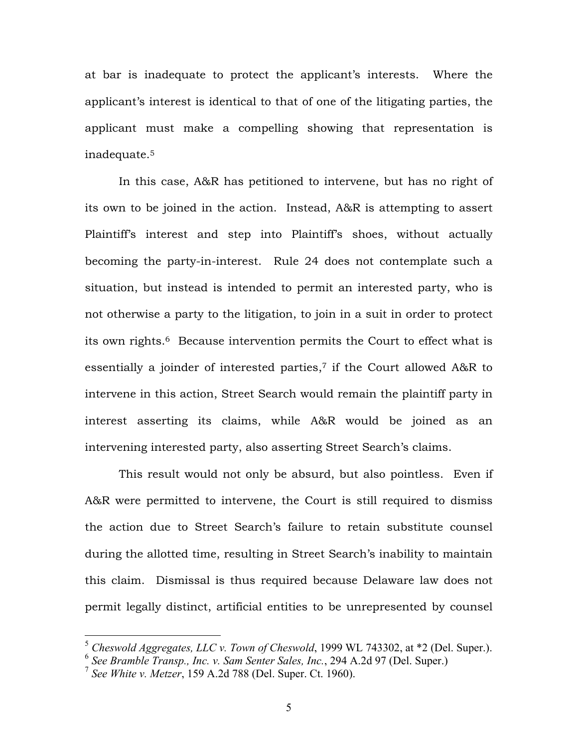at bar is inadequate to protect the applicant's interests. Where the applicant's interest is identical to that of one of the litigating parties, the applicant must make a compelling showing that representation is inadequate.[5]

In this case, A&R has petitioned to intervene, but has no right of its own to be joined in the action. Instead, A&R is attempting to assert Plaintiff's interest and step into Plaintiff's shoes, without actually becoming the party-in-interest. Rule 24 does not contemplate such a situation, but instead is intended to permit an interested party, who is not otherwise a party to the litigation, to join in a suit in order to protect its own rights.[6] Because intervention permits the Court to effect what is essentially a joinder of interested parties,[7] if the Court allowed A&R to intervene in this action, Street Search would remain the plaintiff party in interest asserting its claims, while A&R would be joined as an intervening interested party, also asserting Street Search's claims.

This result would not only be absurd, but also pointless. Even if A&R were permitted to intervene, the Court is still required to dismiss the action due to Street Search's failure to retain substitute counsel during the allotted time, resulting in Street Search's inability to maintain this claim. Dismissal is thus required because Delaware law does not permit legally distinct, artificial entities to be unrepresented by counsel

---

[5] *Cheswold Aggregates, LLC v. Town of Cheswold*, 1999 WL 743302, at *2 (Del. Super.).

[6] *See Bramble Transp., Inc. v. Sam Senter Sales, Inc.*, 294 A.2d 97 (Del. Super.)

[7] *See White v. Metzer*, 159 A.2d 788 (Del. Super. Ct. 1960).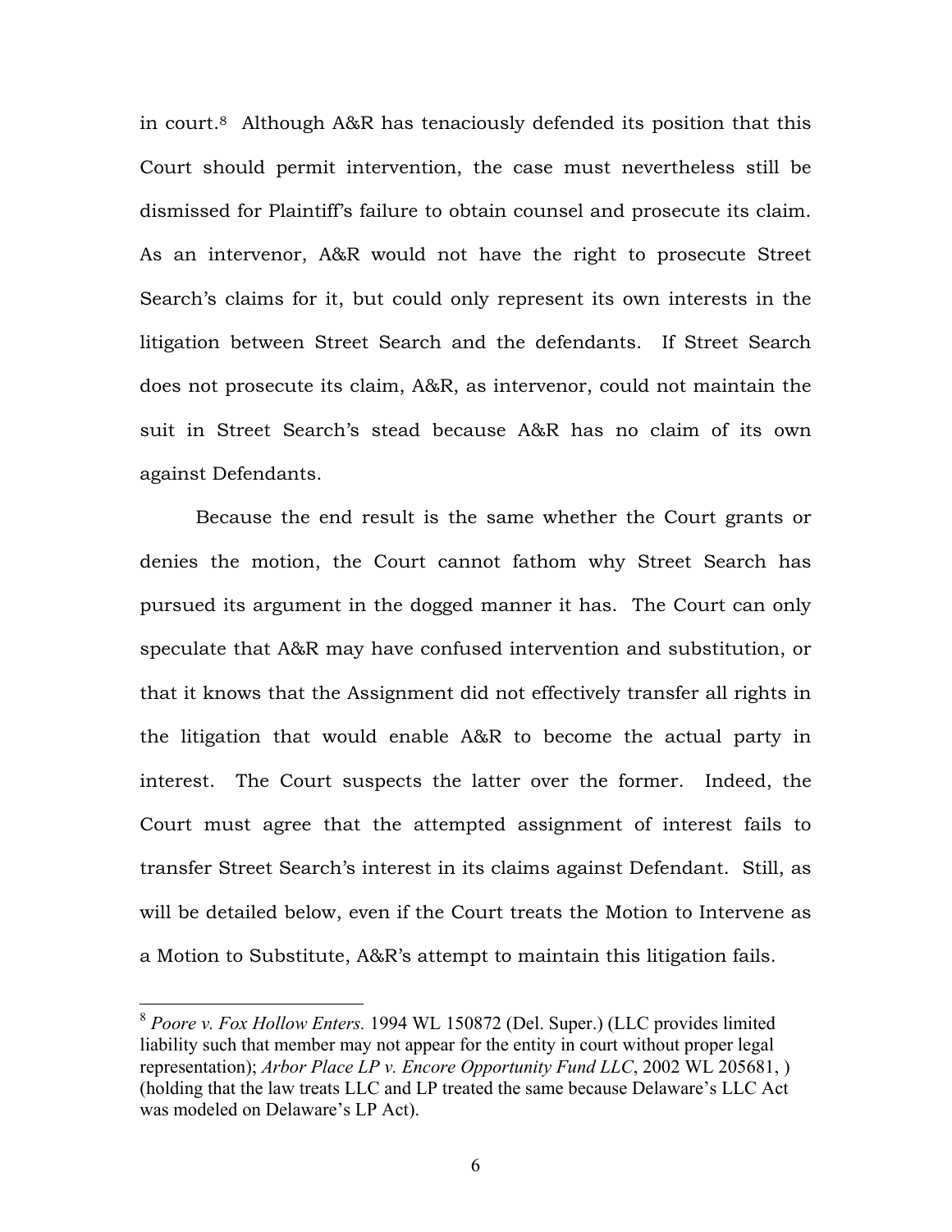in court.[8] Although A&R has tenaciously defended its position that this Court should permit intervention, the case must nevertheless still be dismissed for Plaintiff's failure to obtain counsel and prosecute its claim. As an intervenor, A&R would not have the right to prosecute Street Search's claims for it, but could only represent its own interests in the litigation between Street Search and the defendants. If Street Search does not prosecute its claim, A&R, as intervenor, could not maintain the suit in Street Search's stead because A&R has no claim of its own against Defendants.

Because the end result is the same whether the Court grants or denies the motion, the Court cannot fathom why Street Search has pursued its argument in the dogged manner it has. The Court can only speculate that A&R may have confused intervention and substitution, or that it knows that the Assignment did not effectively transfer all rights in the litigation that would enable A&R to become the actual party in interest. The Court suspects the latter over the former. Indeed, the Court must agree that the attempted assignment of interest fails to transfer Street Search's interest in its claims against Defendant. Still, as will be detailed below, even if the Court treats the Motion to Intervene as a Motion to Substitute, A&R's attempt to maintain this litigation fails.

---

[8] *Poore v. Fox Hollow Enters.* 1994 WL 150872 (Del. Super.) (LLC provides limited liability such that member may not appear for the entity in court without proper legal representation); *Arbor Place LP v. Encore Opportunity Fund LLC*, 2002 WL 205681, ) (holding that the law treats LLC and LP treated the same because Delaware's LLC Act was modeled on Delaware's LP Act).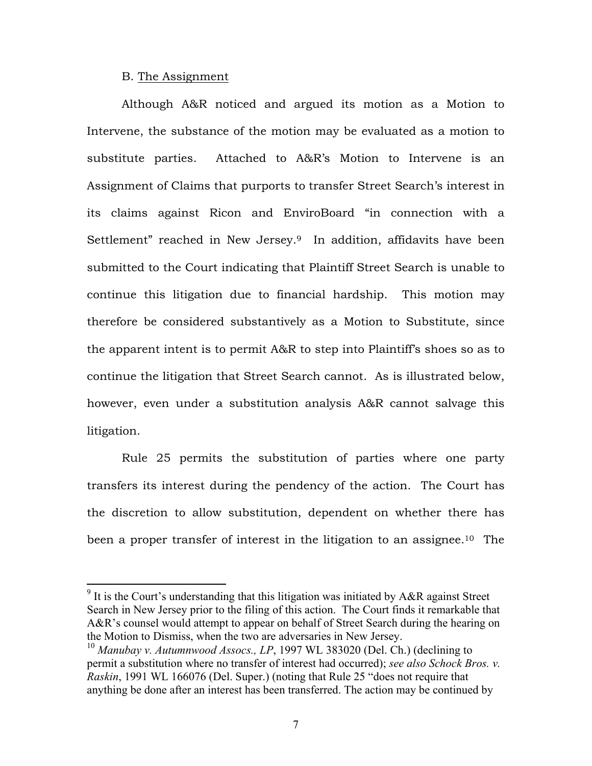B. <u>The Assignment</u>

Although A&R noticed and argued its motion as a Motion to Intervene, the substance of the motion may be evaluated as a motion to substitute parties. Attached to A&R's Motion to Intervene is an Assignment of Claims that purports to transfer Street Search's interest in its claims against Ricon and EnviroBoard "in connection with a Settlement" reached in New Jersey.[9] In addition, affidavits have been submitted to the Court indicating that Plaintiff Street Search is unable to continue this litigation due to financial hardship. This motion may therefore be considered substantively as a Motion to Substitute, since the apparent intent is to permit A&R to step into Plaintiff's shoes so as to continue the litigation that Street Search cannot. As is illustrated below, however, even under a substitution analysis A&R cannot salvage this litigation.

Rule 25 permits the substitution of parties where one party transfers its interest during the pendency of the action. The Court has the discretion to allow substitution, dependent on whether there has been a proper transfer of interest in the litigation to an assignee.[10] The

---

[9] It is the Court's understanding that this litigation was initiated by A&R against Street Search in New Jersey prior to the filing of this action. The Court finds it remarkable that A&R's counsel would attempt to appear on behalf of Street Search during the hearing on the Motion to Dismiss, when the two are adversaries in New Jersey.

[10] *Manubay v. Autumnwood Assocs., LP*, 1997 WL 383020 (Del. Ch.) (declining to permit a substitution where no transfer of interest had occurred); *see also Schock Bros. v. Raskin*, 1991 WL 166076 (Del. Super.) (noting that Rule 25 "does not require that anything be done after an interest has been transferred. The action may be continued by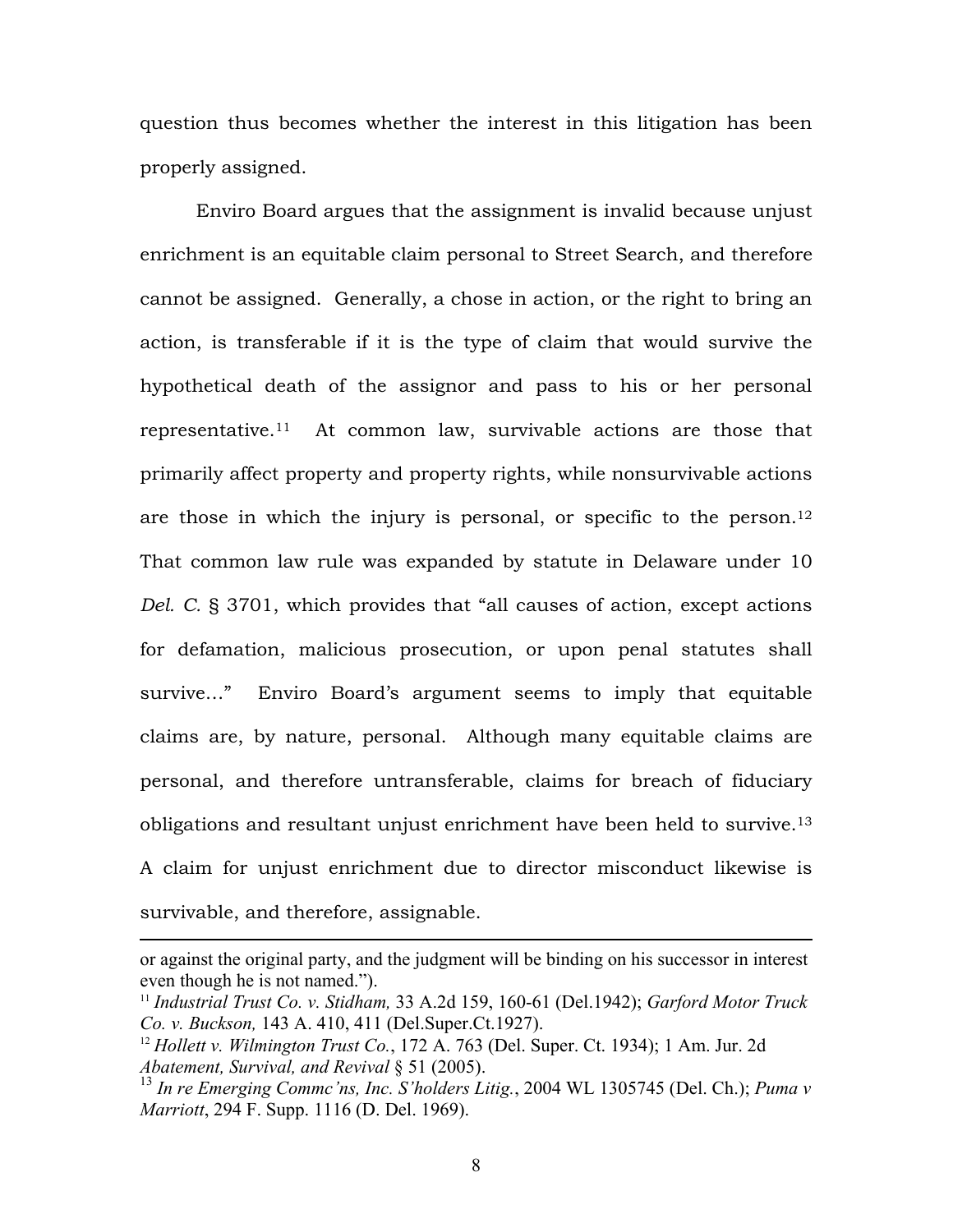question thus becomes whether the interest in this litigation has been properly assigned.

Enviro Board argues that the assignment is invalid because unjust enrichment is an equitable claim personal to Street Search, and therefore cannot be assigned. Generally, a chose in action, or the right to bring an action, is transferable if it is the type of claim that would survive the hypothetical death of the assignor and pass to his or her personal representative.[11] At common law, survivable actions are those that primarily affect property and property rights, while nonsurvivable actions are those in which the injury is personal, or specific to the person.[12] That common law rule was expanded by statute in Delaware under 10 *Del. C.* § 3701, which provides that "all causes of action, except actions for defamation, malicious prosecution, or upon penal statutes shall survive…" Enviro Board's argument seems to imply that equitable claims are, by nature, personal. Although many equitable claims are personal, and therefore untransferable, claims for breach of fiduciary obligations and resultant unjust enrichment have been held to survive.[13] A claim for unjust enrichment due to director misconduct likewise is survivable, and therefore, assignable.

---

or against the original party, and the judgment will be binding on his successor in interest even though he is not named.").

[11] *Industrial Trust Co. v. Stidham,* 33 A.2d 159, 160-61 (Del.1942); *Garford Motor Truck Co. v. Buckson,* 143 A. 410, 411 (Del.Super.Ct.1927).

[12] *Hollett v. Wilmington Trust Co.*, 172 A. 763 (Del. Super. Ct. 1934); 1 Am. Jur. 2d *Abatement, Survival, and Revival* § 51 (2005).

[13] *In re Emerging Commc'ns, Inc. S'holders Litig.*, 2004 WL 1305745 (Del. Ch.); *Puma v Marriott*, 294 F. Supp. 1116 (D. Del. 1969).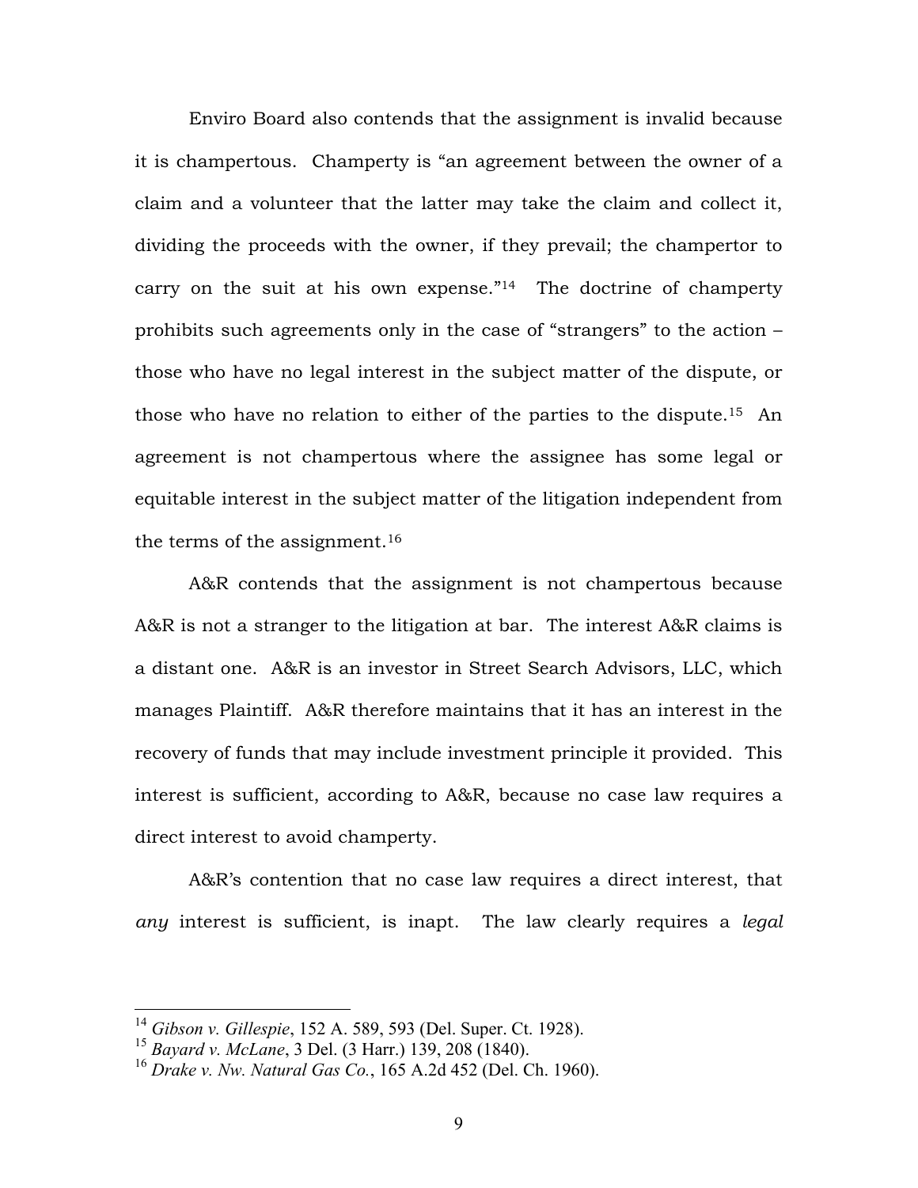Enviro Board also contends that the assignment is invalid because it is champertous. Champerty is "an agreement between the owner of a claim and a volunteer that the latter may take the claim and collect it, dividing the proceeds with the owner, if they prevail; the champertor to carry on the suit at his own expense."[14] The doctrine of champerty prohibits such agreements only in the case of "strangers" to the action – those who have no legal interest in the subject matter of the dispute, or those who have no relation to either of the parties to the dispute.[15] An agreement is not champertous where the assignee has some legal or equitable interest in the subject matter of the litigation independent from the terms of the assignment.[16]

A&R contends that the assignment is not champertous because A&R is not a stranger to the litigation at bar. The interest A&R claims is a distant one. A&R is an investor in Street Search Advisors, LLC, which manages Plaintiff. A&R therefore maintains that it has an interest in the recovery of funds that may include investment principle it provided. This interest is sufficient, according to A&R, because no case law requires a direct interest to avoid champerty.

A&R's contention that no case law requires a direct interest, that *any* interest is sufficient, is inapt. The law clearly requires a *legal*

---

[14] *Gibson v. Gillespie*, 152 A. 589, 593 (Del. Super. Ct. 1928).

[15] *Bayard v. McLane*, 3 Del. (3 Harr.) 139, 208 (1840).

[16] *Drake v. Nw. Natural Gas Co.*, 165 A.2d 452 (Del. Ch. 1960).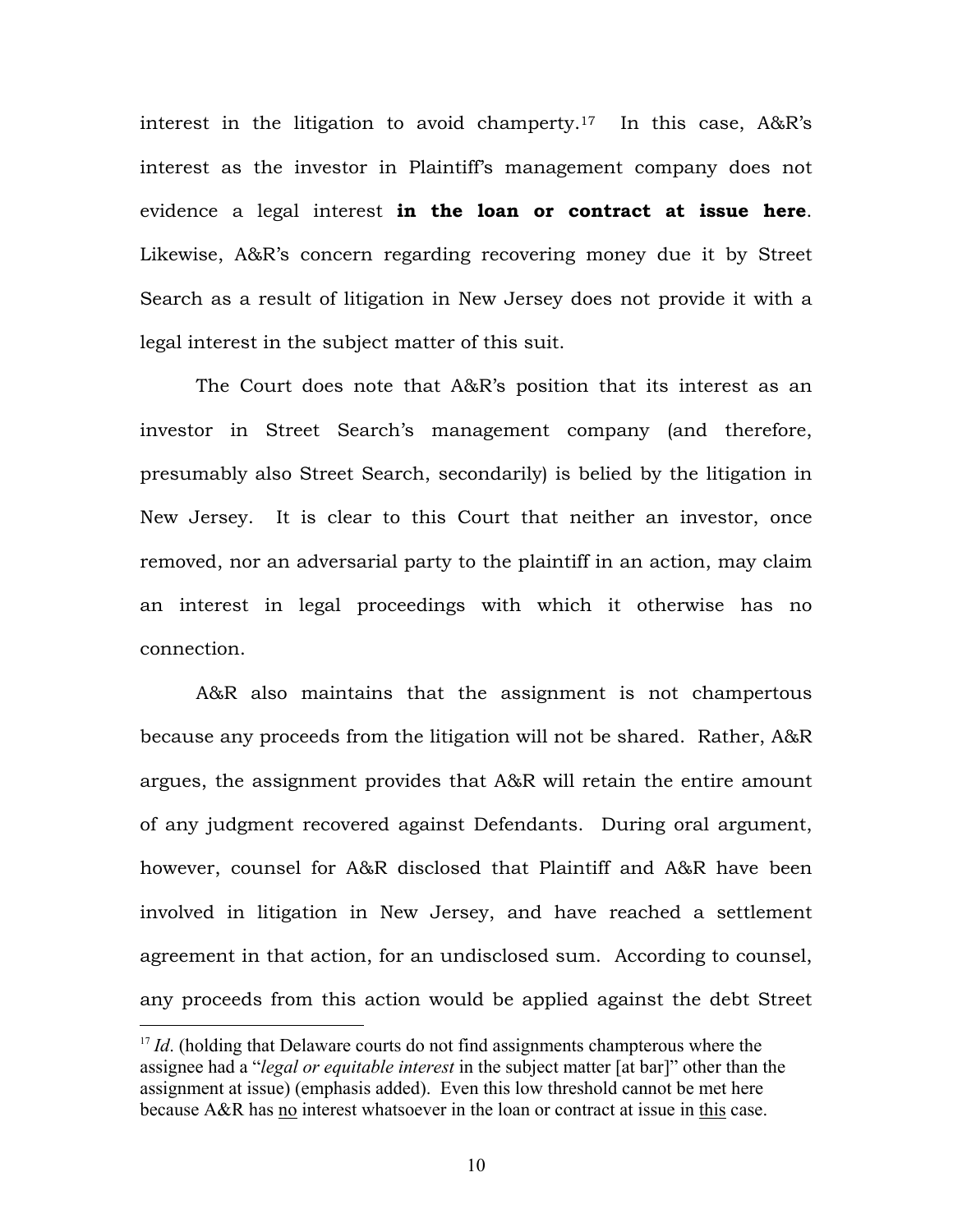interest in the litigation to avoid champerty.[17] In this case, A&R's interest as the investor in Plaintiff's management company does not evidence a legal interest **in the loan or contract at issue here**. Likewise, A&R's concern regarding recovering money due it by Street Search as a result of litigation in New Jersey does not provide it with a legal interest in the subject matter of this suit.

The Court does note that A&R's position that its interest as an investor in Street Search's management company (and therefore, presumably also Street Search, secondarily) is belied by the litigation in New Jersey. It is clear to this Court that neither an investor, once removed, nor an adversarial party to the plaintiff in an action, may claim an interest in legal proceedings with which it otherwise has no connection.

A&R also maintains that the assignment is not champertous because any proceeds from the litigation will not be shared. Rather, A&R argues, the assignment provides that A&R will retain the entire amount of any judgment recovered against Defendants. During oral argument, however, counsel for A&R disclosed that Plaintiff and A&R have been involved in litigation in New Jersey, and have reached a settlement agreement in that action, for an undisclosed sum. According to counsel, any proceeds from this action would be applied against the debt Street

---

[17] *Id.* (holding that Delaware courts do not find assignments champterous where the assignee had a "*legal or equitable interest* in the subject matter [at bar]" other than the assignment at issue) (emphasis added). Even this low threshold cannot be met here because A&R has <u>no</u> interest whatsoever in the loan or contract at issue in <u>this</u> case.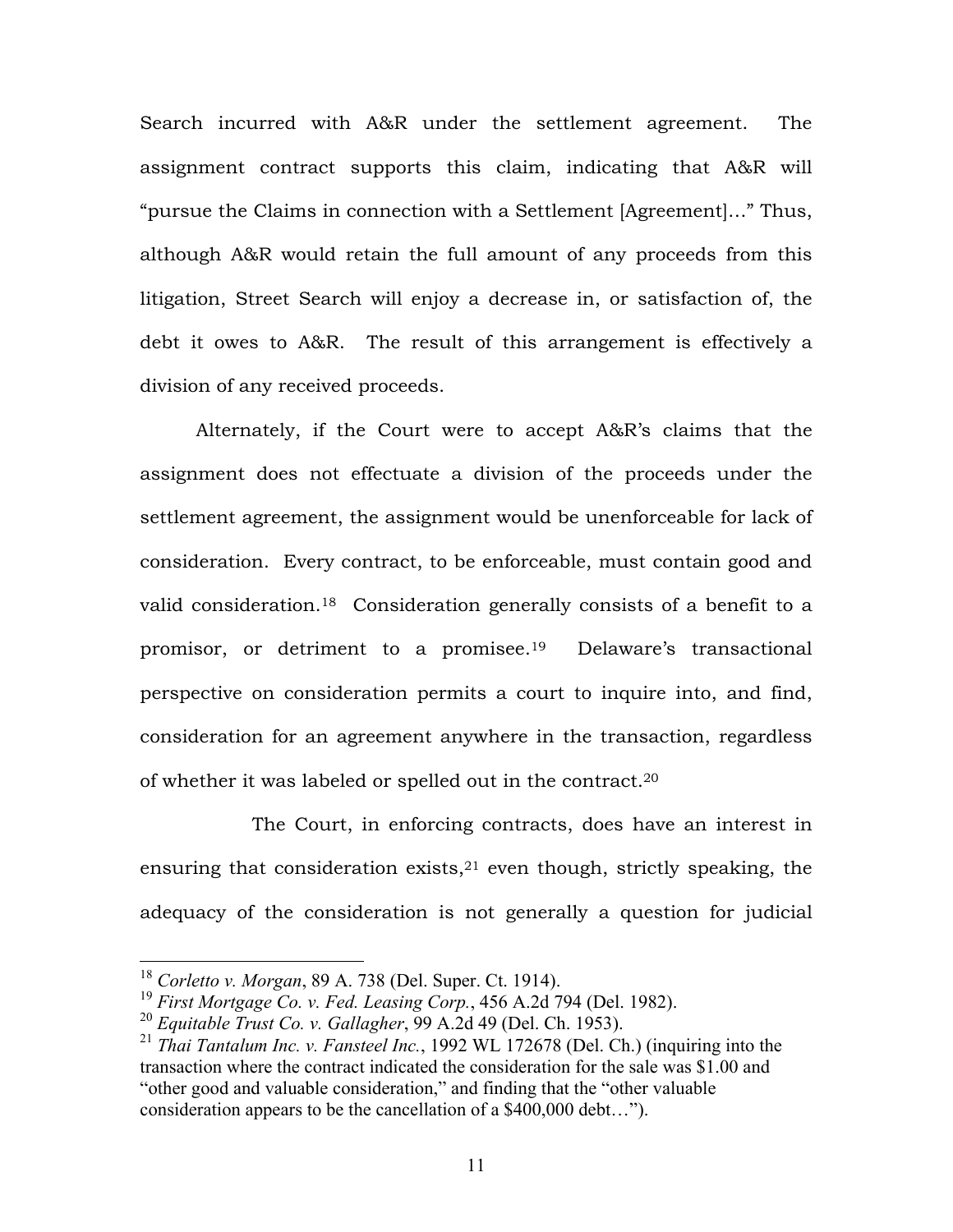Search incurred with A&R under the settlement agreement. The assignment contract supports this claim, indicating that A&R will "pursue the Claims in connection with a Settlement [Agreement]…" Thus, although A&R would retain the full amount of any proceeds from this litigation, Street Search will enjoy a decrease in, or satisfaction of, the debt it owes to A&R. The result of this arrangement is effectively a division of any received proceeds.

Alternately, if the Court were to accept A&R's claims that the assignment does not effectuate a division of the proceeds under the settlement agreement, the assignment would be unenforceable for lack of consideration. Every contract, to be enforceable, must contain good and valid consideration.[18] Consideration generally consists of a benefit to a promisor, or detriment to a promisee.[19] Delaware's transactional perspective on consideration permits a court to inquire into, and find, consideration for an agreement anywhere in the transaction, regardless of whether it was labeled or spelled out in the contract.[20]

The Court, in enforcing contracts, does have an interest in ensuring that consideration exists,[21] even though, strictly speaking, the adequacy of the consideration is not generally a question for judicial

---

[18] *Corletto v. Morgan*, 89 A. 738 (Del. Super. Ct. 1914).

[19] *First Mortgage Co. v. Fed. Leasing Corp.*, 456 A.2d 794 (Del. 1982).

[20] *Equitable Trust Co. v. Gallagher*, 99 A.2d 49 (Del. Ch. 1953).

[21] *Thai Tantalum Inc. v. Fansteel Inc.*, 1992 WL 172678 (Del. Ch.) (inquiring into the transaction where the contract indicated the consideration for the sale was $1.00 and "other good and valuable consideration," and finding that the "other valuable consideration appears to be the cancellation of a $400,000 debt…").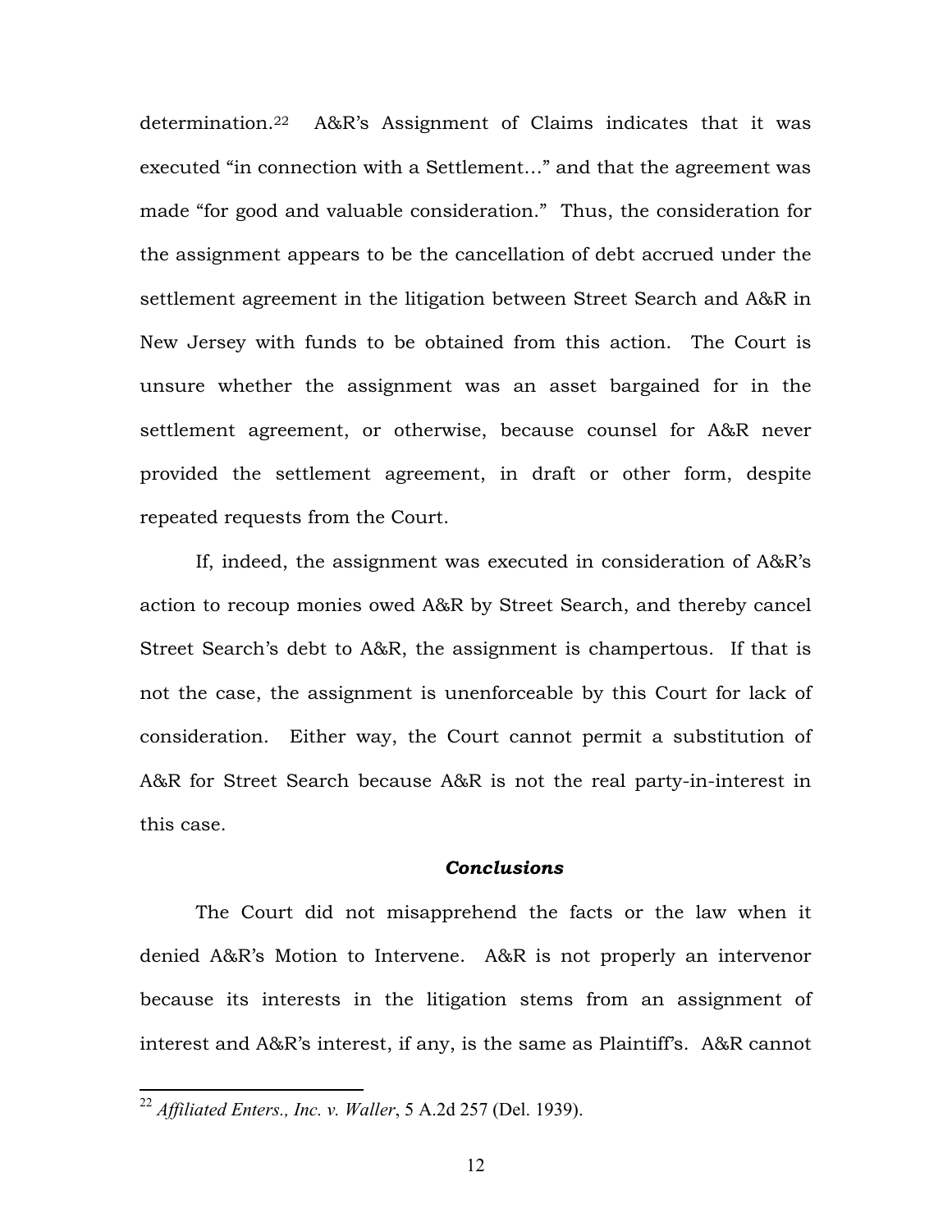determination.[22] A&R's Assignment of Claims indicates that it was executed "in connection with a Settlement…" and that the agreement was made "for good and valuable consideration." Thus, the consideration for the assignment appears to be the cancellation of debt accrued under the settlement agreement in the litigation between Street Search and A&R in New Jersey with funds to be obtained from this action. The Court is unsure whether the assignment was an asset bargained for in the settlement agreement, or otherwise, because counsel for A&R never provided the settlement agreement, in draft or other form, despite repeated requests from the Court.

If, indeed, the assignment was executed in consideration of A&R's action to recoup monies owed A&R by Street Search, and thereby cancel Street Search's debt to A&R, the assignment is champertous. If that is not the case, the assignment is unenforceable by this Court for lack of consideration. Either way, the Court cannot permit a substitution of A&R for Street Search because A&R is not the real party-in-interest in this case.

### ***Conclusions***

The Court did not misapprehend the facts or the law when it denied A&R's Motion to Intervene. A&R is not properly an intervenor because its interests in the litigation stems from an assignment of interest and A&R's interest, if any, is the same as Plaintiff's. A&R cannot

---

[22] *Affiliated Enters., Inc. v. Waller*, 5 A.2d 257 (Del. 1939).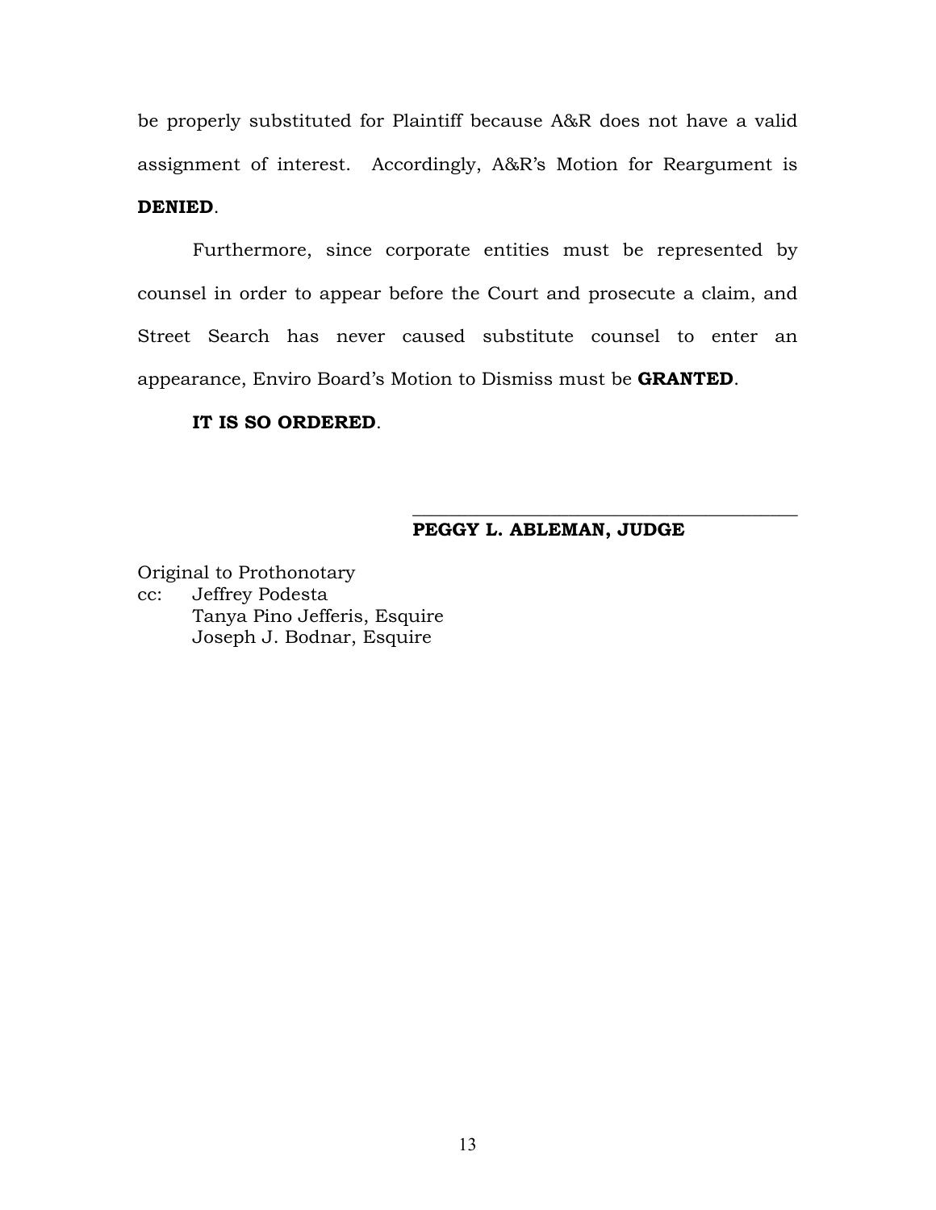be properly substituted for Plaintiff because A&R does not have a valid assignment of interest. Accordingly, A&R's Motion for Reargument is **DENIED**.

Furthermore, since corporate entities must be represented by counsel in order to appear before the Court and prosecute a claim, and Street Search has never caused substitute counsel to enter an appearance, Enviro Board's Motion to Dismiss must be **GRANTED**.

**IT IS SO ORDERED**.

\_\_\_\_\_\_\_\_\_\_\_\_\_\_\_\_\_\_\_\_\_\_\_\_\_\_\_\_\_\_\_\_\_\_\_\_\_\_\_\_

**PEGGY L. ABLEMAN, JUDGE**

Original to Prothonotary

cc: Jeffrey Podesta
Tanya Pino Jefferis, Esquire
Joseph J. Bodnar, Esquire